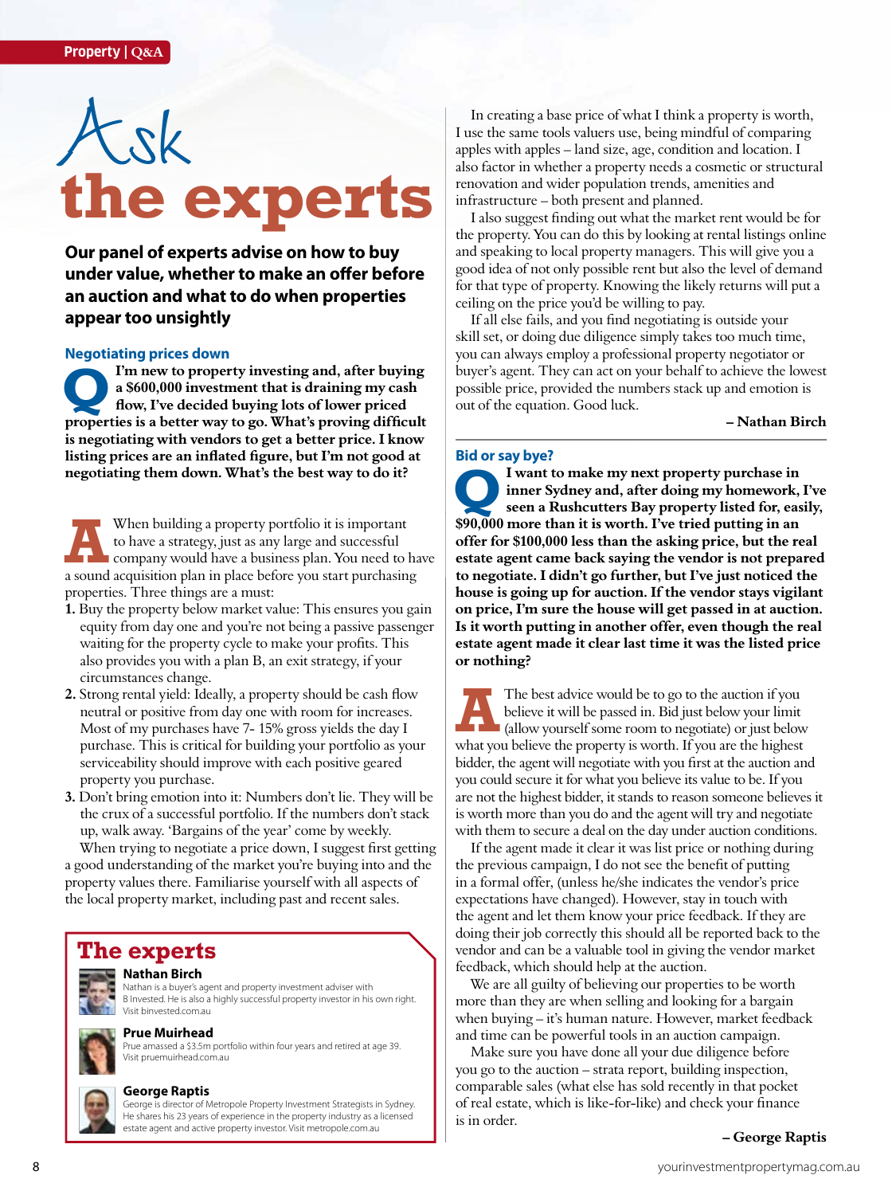Property | Q&A

# Ask the experts

**Our panel of experts advise on how to buy under value, whether to make an offer before an auction and what to do when properties appear too unsightly**

## Negotiating prices down

**Q I'm new to property investing and, after buying a $600,000 investment that is draining my cash flow, I've decided buying lots of lower priced properties is a better way to go. What's proving difficult is negotiating with vendors to get a better price. I know listing prices are an inflated figure, but I'm not good at negotiating them down. What's the best way to do it?**

**A** When building a property portfolio it is important to have a strategy, just as any large and successful company would have a business plan. You need to have a sound acquisition plan in place before you start purchasing properties. Three things are a must:

1. Buy the property below market value: This ensures you gain equity from day one and you're not being a passive passenger waiting for the property cycle to make your profits. This also provides you with a plan B, an exit strategy, if your circumstances change.
2. Strong rental yield: Ideally, a property should be cash flow neutral or positive from day one with room for increases. Most of my purchases have 7- 15% gross yields the day I purchase. This is critical for building your portfolio as your serviceability should improve with each positive geared property you purchase.
3. Don't bring emotion into it: Numbers don't lie. They will be the crux of a successful portfolio. If the numbers don't stack up, walk away. 'Bargains of the year' come by weekly.

When trying to negotiate a price down, I suggest first getting a good understanding of the market you're buying into and the property values there. Familiarise yourself with all aspects of the local property market, including past and recent sales.

In creating a base price of what I think a property is worth, I use the same tools valuers use, being mindful of comparing apples with apples – land size, age, condition and location. I also factor in whether a property needs a cosmetic or structural renovation and wider population trends, amenities and infrastructure – both present and planned.

I also suggest finding out what the market rent would be for the property. You can do this by looking at rental listings online and speaking to local property managers. This will give you a good idea of not only possible rent but also the level of demand for that type of property. Knowing the likely returns will put a ceiling on the price you'd be willing to pay.

If all else fails, and you find negotiating is outside your skill set, or doing due diligence simply takes too much time, you can always employ a professional property negotiator or buyer's agent. They can act on your behalf to achieve the lowest possible price, provided the numbers stack up and emotion is out of the equation. Good luck.

**– Nathan Birch**

## Bid or say bye?

**Q I want to make my next property purchase in inner Sydney and, after doing my homework, I've seen a Rushcutters Bay property listed for, easily, $90,000 more than it is worth. I've tried putting in an offer for $100,000 less than the asking price, but the real estate agent came back saying the vendor is not prepared to negotiate. I didn't go further, but I've just noticed the house is going up for auction. If the vendor stays vigilant on price, I'm sure the house will get passed in at auction. Is it worth putting in another offer, even though the real estate agent made it clear last time it was the listed price or nothing?**

**A** The best advice would be to go to the auction if you believe it will be passed in. Bid just below your limit (allow yourself some room to negotiate) or just below what you believe the property is worth. If you are the highest bidder, the agent will negotiate with you first at the auction and you could secure it for what you believe its value to be. If you are not the highest bidder, it stands to reason someone believes it is worth more than you do and the agent will try and negotiate with them to secure a deal on the day under auction conditions.

If the agent made it clear it was list price or nothing during the previous campaign, I do not see the benefit of putting in a formal offer, (unless he/she indicates the vendor's price expectations have changed). However, stay in touch with the agent and let them know your price feedback. If they are doing their job correctly this should all be reported back to the vendor and can be a valuable tool in giving the vendor market feedback, which should help at the auction.

We are all guilty of believing our properties to be worth more than they are when selling and looking for a bargain when buying – it's human nature. However, market feedback and time can be powerful tools in an auction campaign.

Make sure you have done all your due diligence before you go to the auction – strata report, building inspection, comparable sales (what else has sold recently in that pocket of real estate, which is like-for-like) and check your finance is in order.

**– George Raptis**

## The experts

**Nathan Birch**
Nathan is a buyer's agent and property investment adviser with B Invested. He is also a highly successful property investor in his own right. Visit binvested.com.au

**Prue Muirhead**
Prue amassed a $3.5m portfolio within four years and retired at age 39. Visit pruemuirhead.com.au

**George Raptis**
George is director of Metropole Property Investment Strategists in Sydney. He shares his 23 years of experience in the property industry as a licensed estate agent and active property investor. Visit metropole.com.au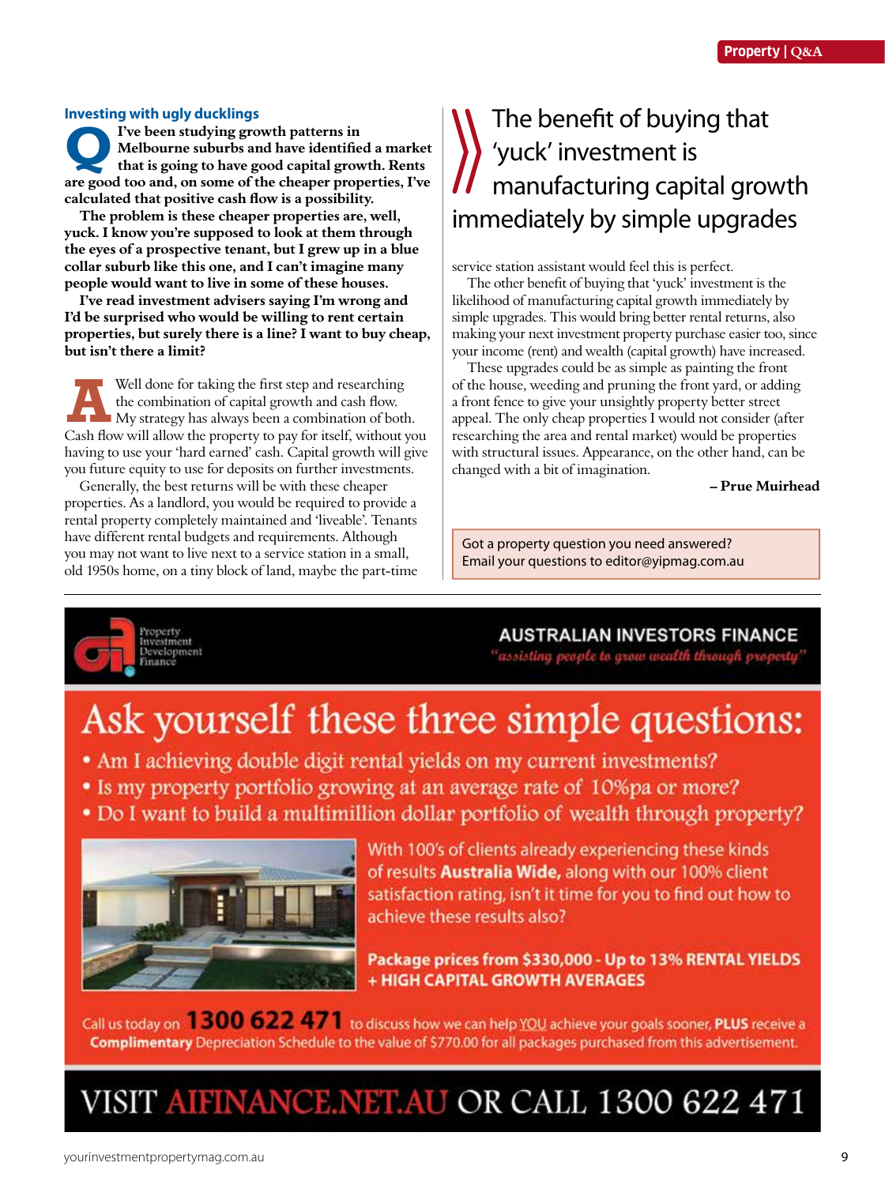## Investing with ugly ducklings

**Q** **I've been studying growth patterns in Melbourne suburbs and have identified a market that is going to have good capital growth. Rents are good too and, on some of the cheaper properties, I've calculated that positive cash flow is a possibility.**

**The problem is these cheaper properties are, well, yuck. I know you're supposed to look at them through the eyes of a prospective tenant, but I grew up in a blue collar suburb like this one, and I can't imagine many people would want to live in some of these houses.**

**I've read investment advisers saying I'm wrong and I'd be surprised who would be willing to rent certain properties, but surely there is a line? I want to buy cheap, but isn't there a limit?**

**A** Well done for taking the first step and researching the combination of capital growth and cash flow. My strategy has always been a combination of both. Cash flow will allow the property to pay for itself, without you having to use your 'hard earned' cash. Capital growth will give you future equity to use for deposits on further investments.

Generally, the best returns will be with these cheaper properties. As a landlord, you would be required to provide a rental property completely maintained and 'liveable'. Tenants have different rental budgets and requirements. Although you may not want to live next to a service station in a small, old 1950s home, on a tiny block of land, maybe the part-time service station assistant would feel this is perfect.

> The benefit of buying that 'yuck' investment is manufacturing capital growth immediately by simple upgrades

The other benefit of buying that 'yuck' investment is the likelihood of manufacturing capital growth immediately by simple upgrades. This would bring better rental returns, also making your next investment property purchase easier too, since your income (rent) and wealth (capital growth) have increased.

These upgrades could be as simple as painting the front of the house, weeding and pruning the front yard, or adding a front fence to give your unsightly property better street appeal. The only cheap properties I would not consider (after researching the area and rental market) would be properties with structural issues. Appearance, on the other hand, can be changed with a bit of imagination.

**– Prue Muirhead**

Got a property question you need answered?
Email your questions to editor@yipmag.com.au

Property Investment Development Finance

AUSTRALIAN INVESTORS FINANCE
*"assisting people to grow wealth through property"*

# Ask yourself these three simple questions:

- Am I achieving double digit rental yields on my current investments?
- Is my property portfolio growing at an average rate of 10%pa or more?
- Do I want to build a multimillion dollar portfolio of wealth through property?

With 100's of clients already experiencing these kinds of results **Australia Wide,** along with our 100% client satisfaction rating, isn't it time for you to find out how to achieve these results also?

**Package prices from $330,000 - Up to 13% RENTAL YIELDS + HIGH CAPITAL GROWTH AVERAGES**

Call us today on **1300 622 471** to discuss how we can help YOU achieve your goals sooner, **PLUS** receive a **Complimentary** Depreciation Schedule to the value of $770.00 for all packages purchased from this advertisement.

VISIT AIFINANCE.NET.AU OR CALL 1300 622 471